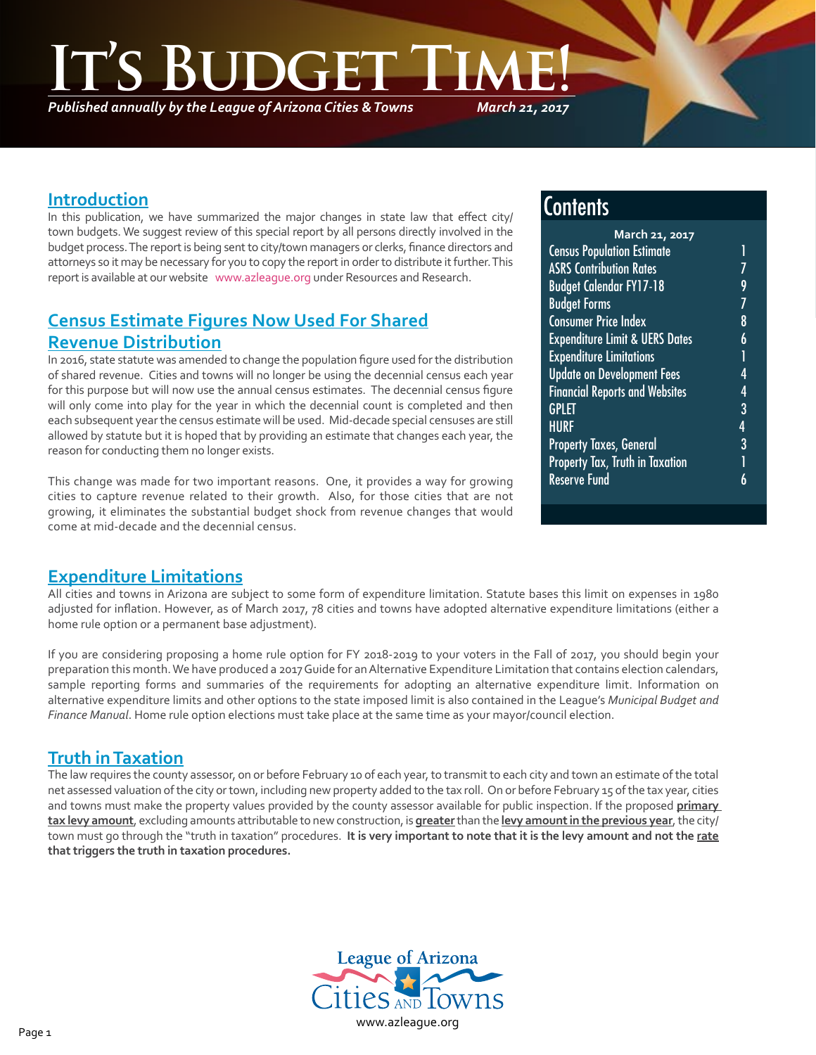# It's Budget Time!

*Published annually by the League of Arizona Cities & Towns* *March 21, 2017*

## Introduction

In this publication, we have summarized the major changes in state law that effect city/town budgets. We suggest review of this special report by all persons directly involved in the budget process. The report is being sent to city/town managers or clerks, finance directors and attorneys so it may be necessary for you to copy the report in order to distribute it further. This report is available at our website www.azleague.org under Resources and Research.

## Contents

**March 21, 2017**

| | |
|---|---|
| Census Population Estimate | 1 |
| ASRS Contribution Rates | 7 |
| Budget Calendar FY17-18 | 9 |
| Budget Forms | 7 |
| Consumer Price Index | 8 |
| Expenditure Limit & UERS Dates | 6 |
| Expenditure Limitations | 1 |
| Update on Development Fees | 4 |
| Financial Reports and Websites | 4 |
| GPLET | 3 |
| HURF | 4 |
| Property Taxes, General | 3 |
| Property Tax, Truth in Taxation | 1 |
| Reserve Fund | 6 |

## Census Estimate Figures Now Used For Shared Revenue Distribution

In 2016, state statute was amended to change the population figure used for the distribution of shared revenue. Cities and towns will no longer be using the decennial census each year for this purpose but will now use the annual census estimates. The decennial census figure will only come into play for the year in which the decennial count is completed and then each subsequent year the census estimate will be used. Mid-decade special censuses are still allowed by statute but it is hoped that by providing an estimate that changes each year, the reason for conducting them no longer exists.

This change was made for two important reasons. One, it provides a way for growing cities to capture revenue related to their growth. Also, for those cities that are not growing, it eliminates the substantial budget shock from revenue changes that would come at mid-decade and the decennial census.

## Expenditure Limitations

All cities and towns in Arizona are subject to some form of expenditure limitation. Statute bases this limit on expenses in 1980 adjusted for inflation. However, as of March 2017, 78 cities and towns have adopted alternative expenditure limitations (either a home rule option or a permanent base adjustment).

If you are considering proposing a home rule option for FY 2018-2019 to your voters in the Fall of 2017, you should begin your preparation this month. We have produced a 2017 Guide for an Alternative Expenditure Limitation that contains election calendars, sample reporting forms and summaries of the requirements for adopting an alternative expenditure limit. Information on alternative expenditure limits and other options to the state imposed limit is also contained in the League's *Municipal Budget and Finance Manual*. Home rule option elections must take place at the same time as your mayor/council election.

## Truth in Taxation

The law requires the county assessor, on or before February 10 of each year, to transmit to each city and town an estimate of the total net assessed valuation of the city or town, including new property added to the tax roll. On or before February 15 of the tax year, cities and towns must make the property values provided by the county assessor available for public inspection. If the proposed **primary tax levy amount**, excluding amounts attributable to new construction, is **greater** than the **levy amount in the previous year**, the city/town must go through the "truth in taxation" procedures. **It is very important to note that it is the levy amount and not the rate that triggers the truth in taxation procedures.**

League of Arizona Cities and Towns
www.azleague.org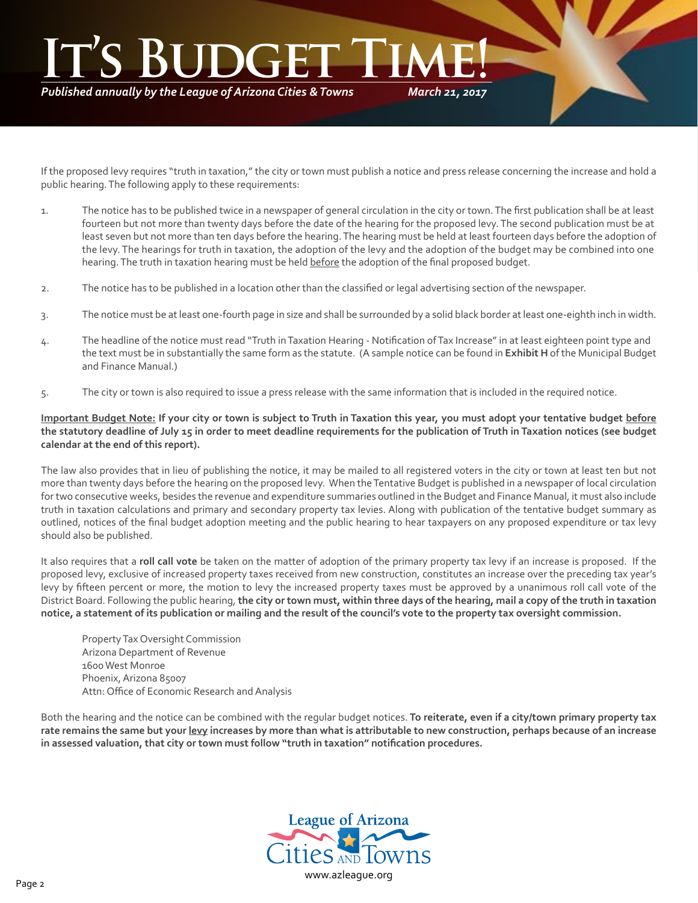If the proposed levy requires "truth in taxation," the city or town must publish a notice and press release concerning the increase and hold a public hearing. The following apply to these requirements:

1. The notice has to be published twice in a newspaper of general circulation in the city or town. The first publication shall be at least fourteen but not more than twenty days before the date of the hearing for the proposed levy. The second publication must be at least seven but not more than ten days before the hearing. The hearing must be held at least fourteen days before the adoption of the levy. The hearings for truth in taxation, the adoption of the levy and the adoption of the budget may be combined into one hearing. The truth in taxation hearing must be held before the adoption of the final proposed budget.

2. The notice has to be published in a location other than the classified or legal advertising section of the newspaper.

3. The notice must be at least one-fourth page in size and shall be surrounded by a solid black border at least one-eighth inch in width.

4. The headline of the notice must read "Truth in Taxation Hearing - Notification of Tax Increase" in at least eighteen point type and the text must be in substantially the same form as the statute. (A sample notice can be found in **Exhibit H** of the Municipal Budget and Finance Manual.)

5. The city or town is also required to issue a press release with the same information that is included in the required notice.

**Important Budget Note: If your city or town is subject to Truth in Taxation this year, you must adopt your tentative budget before the statutory deadline of July 15 in order to meet deadline requirements for the publication of Truth in Taxation notices (see budget calendar at the end of this report).**

The law also provides that in lieu of publishing the notice, it may be mailed to all registered voters in the city or town at least ten but not more than twenty days before the hearing on the proposed levy. When the Tentative Budget is published in a newspaper of local circulation for two consecutive weeks, besides the revenue and expenditure summaries outlined in the Budget and Finance Manual, it must also include truth in taxation calculations and primary and secondary property tax levies. Along with publication of the tentative budget summary as outlined, notices of the final budget adoption meeting and the public hearing to hear taxpayers on any proposed expenditure or tax levy should also be published.

It also requires that a **roll call vote** be taken on the matter of adoption of the primary property tax levy if an increase is proposed. If the proposed levy, exclusive of increased property taxes received from new construction, constitutes an increase over the preceding tax year's levy by fifteen percent or more, the motion to levy the increased property taxes must be approved by a unanimous roll call vote of the District Board. Following the public hearing, **the city or town must, within three days of the hearing, mail a copy of the truth in taxation notice, a statement of its publication or mailing and the result of the council's vote to the property tax oversight commission.**

Property Tax Oversight Commission
Arizona Department of Revenue
1600 West Monroe
Phoenix, Arizona 85007
Attn: Office of Economic Research and Analysis

Both the hearing and the notice can be combined with the regular budget notices. **To reiterate, even if a city/town primary property tax rate remains the same but your levy increases by more than what is attributable to new construction, perhaps because of an increase in assessed valuation, that city or town must follow "truth in taxation" notification procedures.**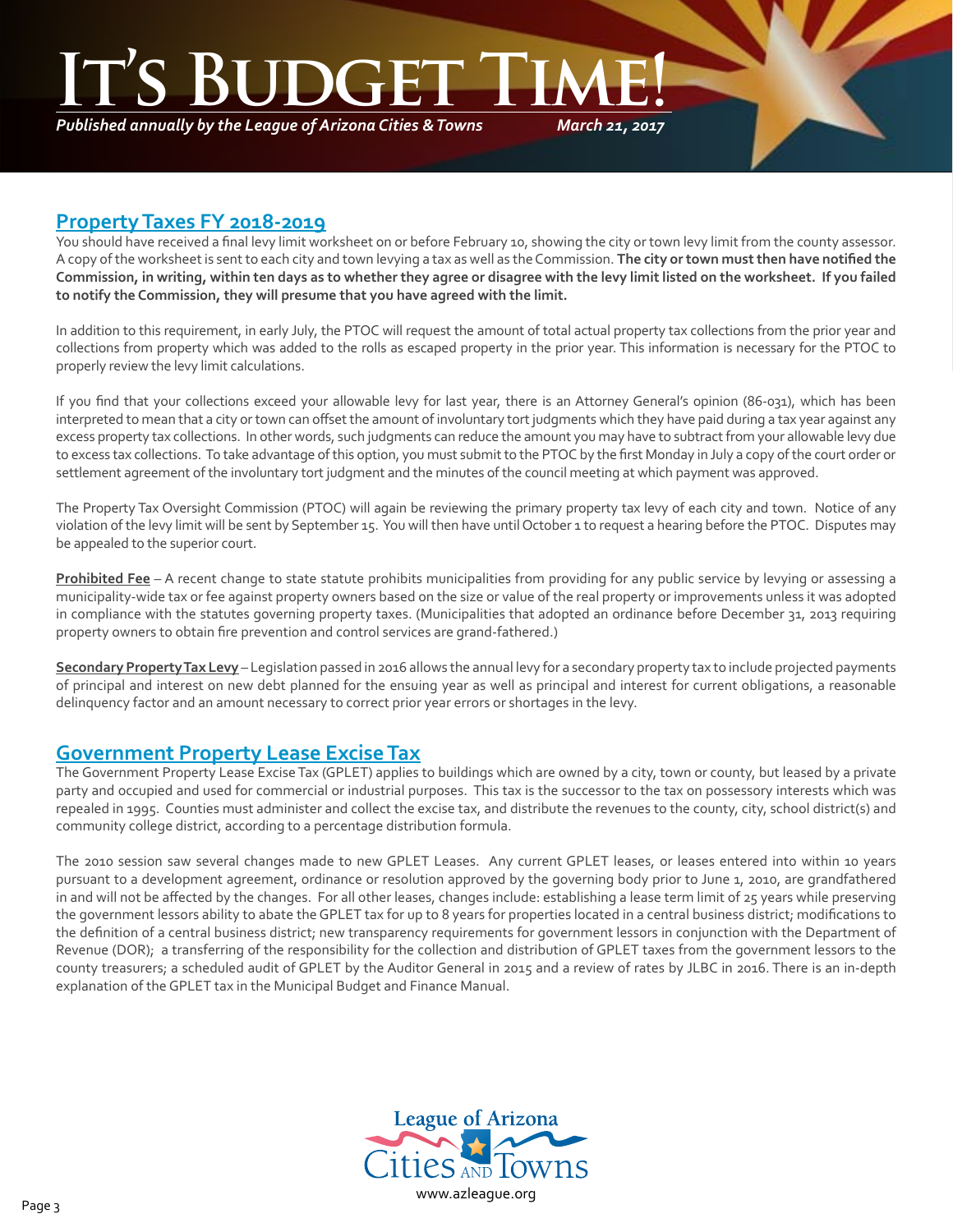## Property Taxes FY 2018-2019

You should have received a final levy limit worksheet on or before February 10, showing the city or town levy limit from the county assessor. A copy of the worksheet is sent to each city and town levying a tax as well as the Commission. **The city or town must then have notified the Commission, in writing, within ten days as to whether they agree or disagree with the levy limit listed on the worksheet. If you failed to notify the Commission, they will presume that you have agreed with the limit.**

In addition to this requirement, in early July, the PTOC will request the amount of total actual property tax collections from the prior year and collections from property which was added to the rolls as escaped property in the prior year. This information is necessary for the PTOC to properly review the levy limit calculations.

If you find that your collections exceed your allowable levy for last year, there is an Attorney General's opinion (86-031), which has been interpreted to mean that a city or town can offset the amount of involuntary tort judgments which they have paid during a tax year against any excess property tax collections. In other words, such judgments can reduce the amount you may have to subtract from your allowable levy due to excess tax collections. To take advantage of this option, you must submit to the PTOC by the first Monday in July a copy of the court order or settlement agreement of the involuntary tort judgment and the minutes of the council meeting at which payment was approved.

The Property Tax Oversight Commission (PTOC) will again be reviewing the primary property tax levy of each city and town. Notice of any violation of the levy limit will be sent by September 15. You will then have until October 1 to request a hearing before the PTOC. Disputes may be appealed to the superior court.

**Prohibited Fee** – A recent change to state statute prohibits municipalities from providing for any public service by levying or assessing a municipality-wide tax or fee against property owners based on the size or value of the real property or improvements unless it was adopted in compliance with the statutes governing property taxes. (Municipalities that adopted an ordinance before December 31, 2013 requiring property owners to obtain fire prevention and control services are grand-fathered.)

**Secondary Property Tax Levy** – Legislation passed in 2016 allows the annual levy for a secondary property tax to include projected payments of principal and interest on new debt planned for the ensuing year as well as principal and interest for current obligations, a reasonable delinquency factor and an amount necessary to correct prior year errors or shortages in the levy.

## Government Property Lease Excise Tax

The Government Property Lease Excise Tax (GPLET) applies to buildings which are owned by a city, town or county, but leased by a private party and occupied and used for commercial or industrial purposes. This tax is the successor to the tax on possessory interests which was repealed in 1995. Counties must administer and collect the excise tax, and distribute the revenues to the county, city, school district(s) and community college district, according to a percentage distribution formula.

The 2010 session saw several changes made to new GPLET Leases. Any current GPLET leases, or leases entered into within 10 years pursuant to a development agreement, ordinance or resolution approved by the governing body prior to June 1, 2010, are grandfathered in and will not be affected by the changes. For all other leases, changes include: establishing a lease term limit of 25 years while preserving the government lessors ability to abate the GPLET tax for up to 8 years for properties located in a central business district; modifications to the definition of a central business district; new transparency requirements for government lessors in conjunction with the Department of Revenue (DOR); a transferring of the responsibility for the collection and distribution of GPLET taxes from the government lessors to the county treasurers; a scheduled audit of GPLET by the Auditor General in 2015 and a review of rates by JLBC in 2016. There is an in-depth explanation of the GPLET tax in the Municipal Budget and Finance Manual.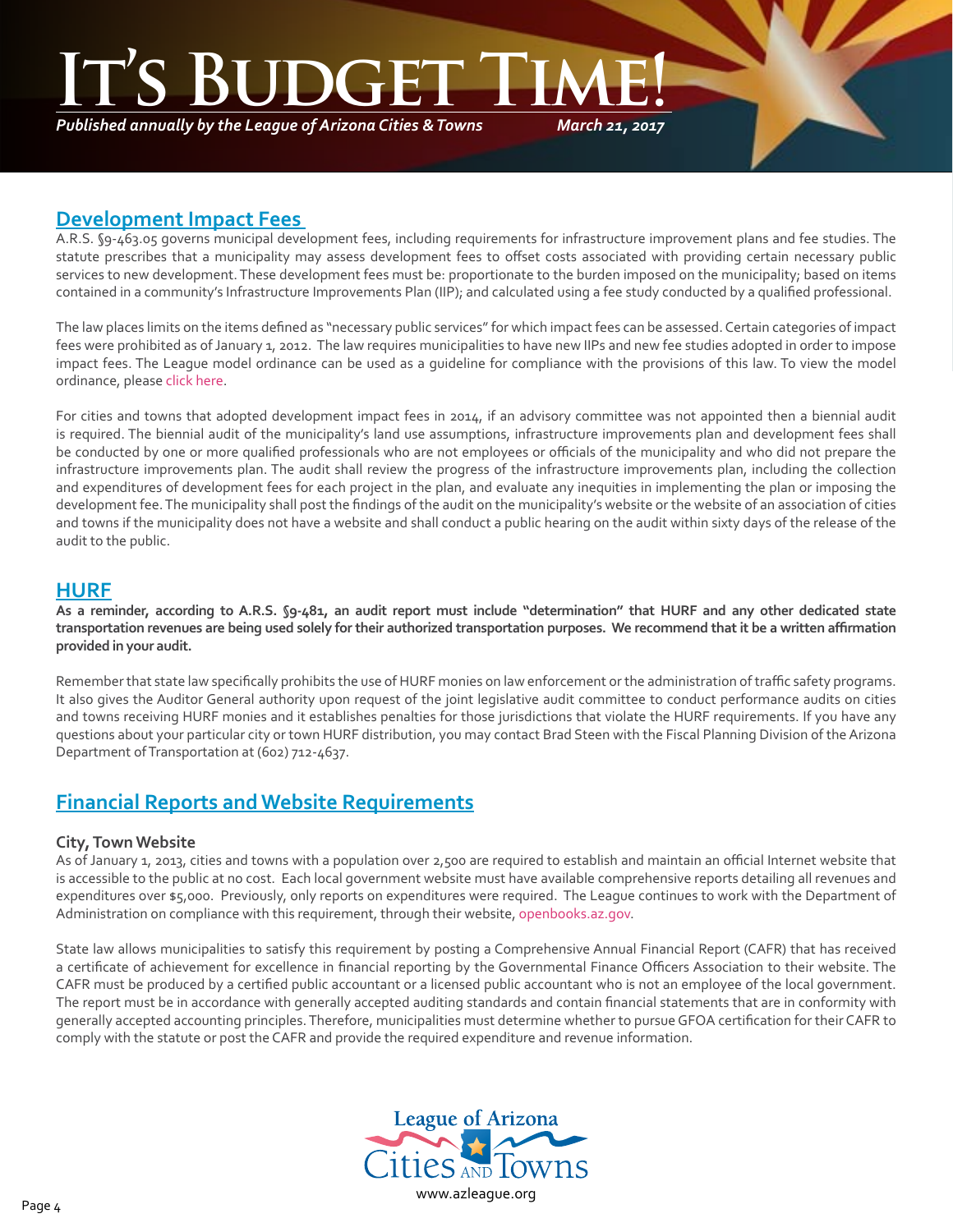## Development Impact Fees

A.R.S. §9-463.05 governs municipal development fees, including requirements for infrastructure improvement plans and fee studies. The statute prescribes that a municipality may assess development fees to offset costs associated with providing certain necessary public services to new development. These development fees must be: proportionate to the burden imposed on the municipality; based on items contained in a community's Infrastructure Improvements Plan (IIP); and calculated using a fee study conducted by a qualified professional.

The law places limits on the items defined as "necessary public services" for which impact fees can be assessed. Certain categories of impact fees were prohibited as of January 1, 2012. The law requires municipalities to have new IIPs and new fee studies adopted in order to impose impact fees. The League model ordinance can be used as a guideline for compliance with the provisions of this law. To view the model ordinance, please click here.

For cities and towns that adopted development impact fees in 2014, if an advisory committee was not appointed then a biennial audit is required. The biennial audit of the municipality's land use assumptions, infrastructure improvements plan and development fees shall be conducted by one or more qualified professionals who are not employees or officials of the municipality and who did not prepare the infrastructure improvements plan. The audit shall review the progress of the infrastructure improvements plan, including the collection and expenditures of development fees for each project in the plan, and evaluate any inequities in implementing the plan or imposing the development fee. The municipality shall post the findings of the audit on the municipality's website or the website of an association of cities and towns if the municipality does not have a website and shall conduct a public hearing on the audit within sixty days of the release of the audit to the public.

## HURF

**As a reminder, according to A.R.S. §9-481, an audit report must include "determination" that HURF and any other dedicated state transportation revenues are being used solely for their authorized transportation purposes. We recommend that it be a written affirmation provided in your audit.**

Remember that state law specifically prohibits the use of HURF monies on law enforcement or the administration of traffic safety programs. It also gives the Auditor General authority upon request of the joint legislative audit committee to conduct performance audits on cities and towns receiving HURF monies and it establishes penalties for those jurisdictions that violate the HURF requirements. If you have any questions about your particular city or town HURF distribution, you may contact Brad Steen with the Fiscal Planning Division of the Arizona Department of Transportation at (602) 712-4637.

## Financial Reports and Website Requirements

### City, Town Website

As of January 1, 2013, cities and towns with a population over 2,500 are required to establish and maintain an official Internet website that is accessible to the public at no cost. Each local government website must have available comprehensive reports detailing all revenues and expenditures over $5,000. Previously, only reports on expenditures were required. The League continues to work with the Department of Administration on compliance with this requirement, through their website, openbooks.az.gov.

State law allows municipalities to satisfy this requirement by posting a Comprehensive Annual Financial Report (CAFR) that has received a certificate of achievement for excellence in financial reporting by the Governmental Finance Officers Association to their website. The CAFR must be produced by a certified public accountant or a licensed public accountant who is not an employee of the local government. The report must be in accordance with generally accepted auditing standards and contain financial statements that are in conformity with generally accepted accounting principles. Therefore, municipalities must determine whether to pursue GFOA certification for their CAFR to comply with the statute or post the CAFR and provide the required expenditure and revenue information.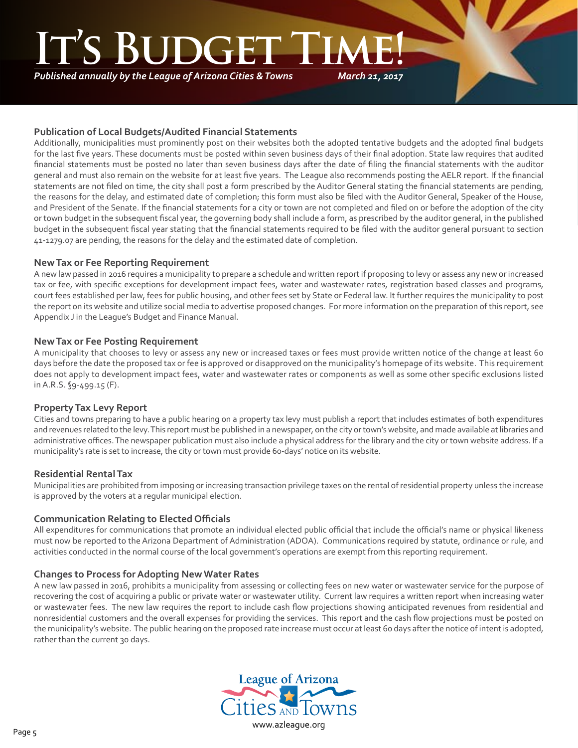### Publication of Local Budgets/Audited Financial Statements

Additionally, municipalities must prominently post on their websites both the adopted tentative budgets and the adopted final budgets for the last five years. These documents must be posted within seven business days of their final adoption. State law requires that audited financial statements must be posted no later than seven business days after the date of filing the financial statements with the auditor general and must also remain on the website for at least five years. The League also recommends posting the AELR report. If the financial statements are not filed on time, the city shall post a form prescribed by the Auditor General stating the financial statements are pending, the reasons for the delay, and estimated date of completion; this form must also be filed with the Auditor General, Speaker of the House, and President of the Senate. If the financial statements for a city or town are not completed and filed on or before the adoption of the city or town budget in the subsequent fiscal year, the governing body shall include a form, as prescribed by the auditor general, in the published budget in the subsequent fiscal year stating that the financial statements required to be filed with the auditor general pursuant to section 41-1279.07 are pending, the reasons for the delay and the estimated date of completion.

### New Tax or Fee Reporting Requirement

A new law passed in 2016 requires a municipality to prepare a schedule and written report if proposing to levy or assess any new or increased tax or fee, with specific exceptions for development impact fees, water and wastewater rates, registration based classes and programs, court fees established per law, fees for public housing, and other fees set by State or Federal law. It further requires the municipality to post the report on its website and utilize social media to advertise proposed changes. For more information on the preparation of this report, see Appendix J in the League's Budget and Finance Manual.

### New Tax or Fee Posting Requirement

A municipality that chooses to levy or assess any new or increased taxes or fees must provide written notice of the change at least 60 days before the date the proposed tax or fee is approved or disapproved on the municipality's homepage of its website. This requirement does not apply to development impact fees, water and wastewater rates or components as well as some other specific exclusions listed in A.R.S. §9-499.15 (F).

### Property Tax Levy Report

Cities and towns preparing to have a public hearing on a property tax levy must publish a report that includes estimates of both expenditures and revenues related to the levy. This report must be published in a newspaper, on the city or town's website, and made available at libraries and administrative offices. The newspaper publication must also include a physical address for the library and the city or town website address. If a municipality's rate is set to increase, the city or town must provide 60-days' notice on its website.

### Residential Rental Tax

Municipalities are prohibited from imposing or increasing transaction privilege taxes on the rental of residential property unless the increase is approved by the voters at a regular municipal election.

### Communication Relating to Elected Officials

All expenditures for communications that promote an individual elected public official that include the official's name or physical likeness must now be reported to the Arizona Department of Administration (ADOA). Communications required by statute, ordinance or rule, and activities conducted in the normal course of the local government's operations are exempt from this reporting requirement.

### Changes to Process for Adopting New Water Rates

A new law passed in 2016, prohibits a municipality from assessing or collecting fees on new water or wastewater service for the purpose of recovering the cost of acquiring a public or private water or wastewater utility. Current law requires a written report when increasing water or wastewater fees. The new law requires the report to include cash flow projections showing anticipated revenues from residential and nonresidential customers and the overall expenses for providing the services. This report and the cash flow projections must be posted on the municipality's website. The public hearing on the proposed rate increase must occur at least 60 days after the notice of intent is adopted, rather than the current 30 days.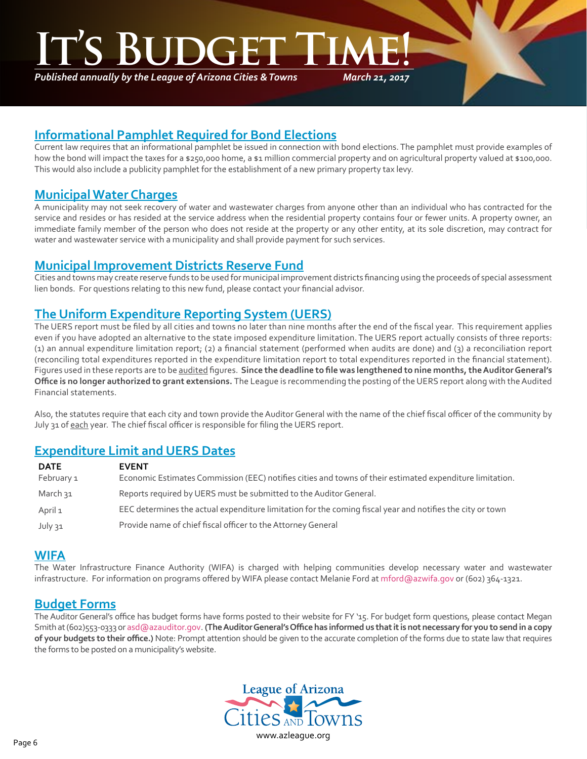# It's Budget Time!

*Published annually by the League of Arizona Cities & Towns* *March 21, 2017*

## Informational Pamphlet Required for Bond Elections

Current law requires that an informational pamphlet be issued in connection with bond elections. The pamphlet must provide examples of how the bond will impact the taxes for a $250,000 home, a $1 million commercial property and on agricultural property valued at $100,000. This would also include a publicity pamphlet for the establishment of a new primary property tax levy.

## Municipal Water Charges

A municipality may not seek recovery of water and wastewater charges from anyone other than an individual who has contracted for the service and resides or has resided at the service address when the residential property contains four or fewer units. A property owner, an immediate family member of the person who does not reside at the property or any other entity, at its sole discretion, may contract for water and wastewater service with a municipality and shall provide payment for such services.

## Municipal Improvement Districts Reserve Fund

Cities and towns may create reserve funds to be used for municipal improvement districts financing using the proceeds of special assessment lien bonds. For questions relating to this new fund, please contact your financial advisor.

## The Uniform Expenditure Reporting System (UERS)

The UERS report must be filed by all cities and towns no later than nine months after the end of the fiscal year. This requirement applies even if you have adopted an alternative to the state imposed expenditure limitation. The UERS report actually consists of three reports: (1) an annual expenditure limitation report; (2) a financial statement (performed when audits are done) and (3) a reconciliation report (reconciling total expenditures reported in the expenditure limitation report to total expenditures reported in the financial statement). Figures used in these reports are to be audited figures. **Since the deadline to file was lengthened to nine months, the Auditor General's Office is no longer authorized to grant extensions.** The League is recommending the posting of the UERS report along with the Audited Financial statements.

Also, the statutes require that each city and town provide the Auditor General with the name of the chief fiscal officer of the community by July 31 of each year. The chief fiscal officer is responsible for filing the UERS report.

## Expenditure Limit and UERS Dates

| DATE | EVENT |
|---|---|
| February 1 | Economic Estimates Commission (EEC) notifies cities and towns of their estimated expenditure limitation. |
| March 31 | Reports required by UERS must be submitted to the Auditor General. |
| April 1 | EEC determines the actual expenditure limitation for the coming fiscal year and notifies the city or town |
| July 31 | Provide name of chief fiscal officer to the Attorney General |

## WIFA

The Water Infrastructure Finance Authority (WIFA) is charged with helping communities develop necessary water and wastewater infrastructure. For information on programs offered by WIFA please contact Melanie Ford at mford@azwifa.gov or (602) 364-1321.

## Budget Forms

The Auditor General's office has budget forms have forms posted to their website for FY '15. For budget form questions, please contact Megan Smith at (602)553-0333 or asd@azauditor.gov. **(The Auditor General's Office has informed us that it is not necessary for you to send in a copy of your budgets to their office.)** Note: Prompt attention should be given to the accurate completion of the forms due to state law that requires the forms to be posted on a municipality's website.

League of Arizona Cities and Towns

www.azleague.org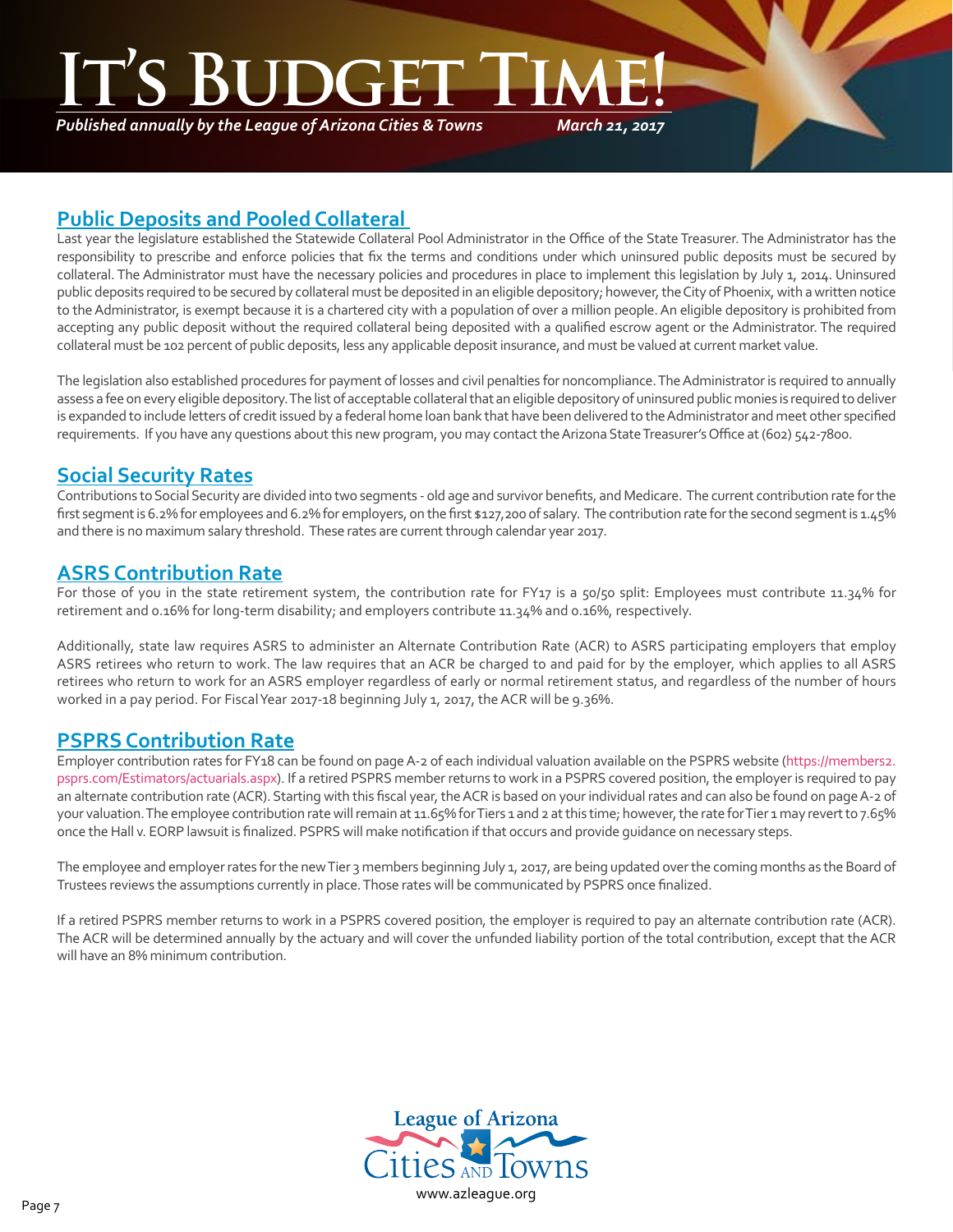## Public Deposits and Pooled Collateral

Last year the legislature established the Statewide Collateral Pool Administrator in the Office of the State Treasurer. The Administrator has the responsibility to prescribe and enforce policies that fix the terms and conditions under which uninsured public deposits must be secured by collateral. The Administrator must have the necessary policies and procedures in place to implement this legislation by July 1, 2014. Uninsured public deposits required to be secured by collateral must be deposited in an eligible depository; however, the City of Phoenix, with a written notice to the Administrator, is exempt because it is a chartered city with a population of over a million people. An eligible depository is prohibited from accepting any public deposit without the required collateral being deposited with a qualified escrow agent or the Administrator. The required collateral must be 102 percent of public deposits, less any applicable deposit insurance, and must be valued at current market value.

The legislation also established procedures for payment of losses and civil penalties for noncompliance. The Administrator is required to annually assess a fee on every eligible depository. The list of acceptable collateral that an eligible depository of uninsured public monies is required to deliver is expanded to include letters of credit issued by a federal home loan bank that have been delivered to the Administrator and meet other specified requirements. If you have any questions about this new program, you may contact the Arizona State Treasurer's Office at (602) 542-7800.

## Social Security Rates

Contributions to Social Security are divided into two segments - old age and survivor benefits, and Medicare. The current contribution rate for the first segment is 6.2% for employees and 6.2% for employers, on the first $127,200 of salary. The contribution rate for the second segment is 1.45% and there is no maximum salary threshold. These rates are current through calendar year 2017.

## ASRS Contribution Rate

For those of you in the state retirement system, the contribution rate for FY17 is a 50/50 split: Employees must contribute 11.34% for retirement and 0.16% for long-term disability; and employers contribute 11.34% and 0.16%, respectively.

Additionally, state law requires ASRS to administer an Alternate Contribution Rate (ACR) to ASRS participating employers that employ ASRS retirees who return to work. The law requires that an ACR be charged to and paid for by the employer, which applies to all ASRS retirees who return to work for an ASRS employer regardless of early or normal retirement status, and regardless of the number of hours worked in a pay period. For Fiscal Year 2017-18 beginning July 1, 2017, the ACR will be 9.36%.

## PSPRS Contribution Rate

Employer contribution rates for FY18 can be found on page A-2 of each individual valuation available on the PSPRS website (https://members2.psprs.com/Estimators/actuarials.aspx). If a retired PSPRS member returns to work in a PSPRS covered position, the employer is required to pay an alternate contribution rate (ACR). Starting with this fiscal year, the ACR is based on your individual rates and can also be found on page A-2 of your valuation. The employee contribution rate will remain at 11.65% for Tiers 1 and 2 at this time; however, the rate for Tier 1 may revert to 7.65% once the Hall v. EORP lawsuit is finalized. PSPRS will make notification if that occurs and provide guidance on necessary steps.

The employee and employer rates for the new Tier 3 members beginning July 1, 2017, are being updated over the coming months as the Board of Trustees reviews the assumptions currently in place. Those rates will be communicated by PSPRS once finalized.

If a retired PSPRS member returns to work in a PSPRS covered position, the employer is required to pay an alternate contribution rate (ACR). The ACR will be determined annually by the actuary and will cover the unfunded liability portion of the total contribution, except that the ACR will have an 8% minimum contribution.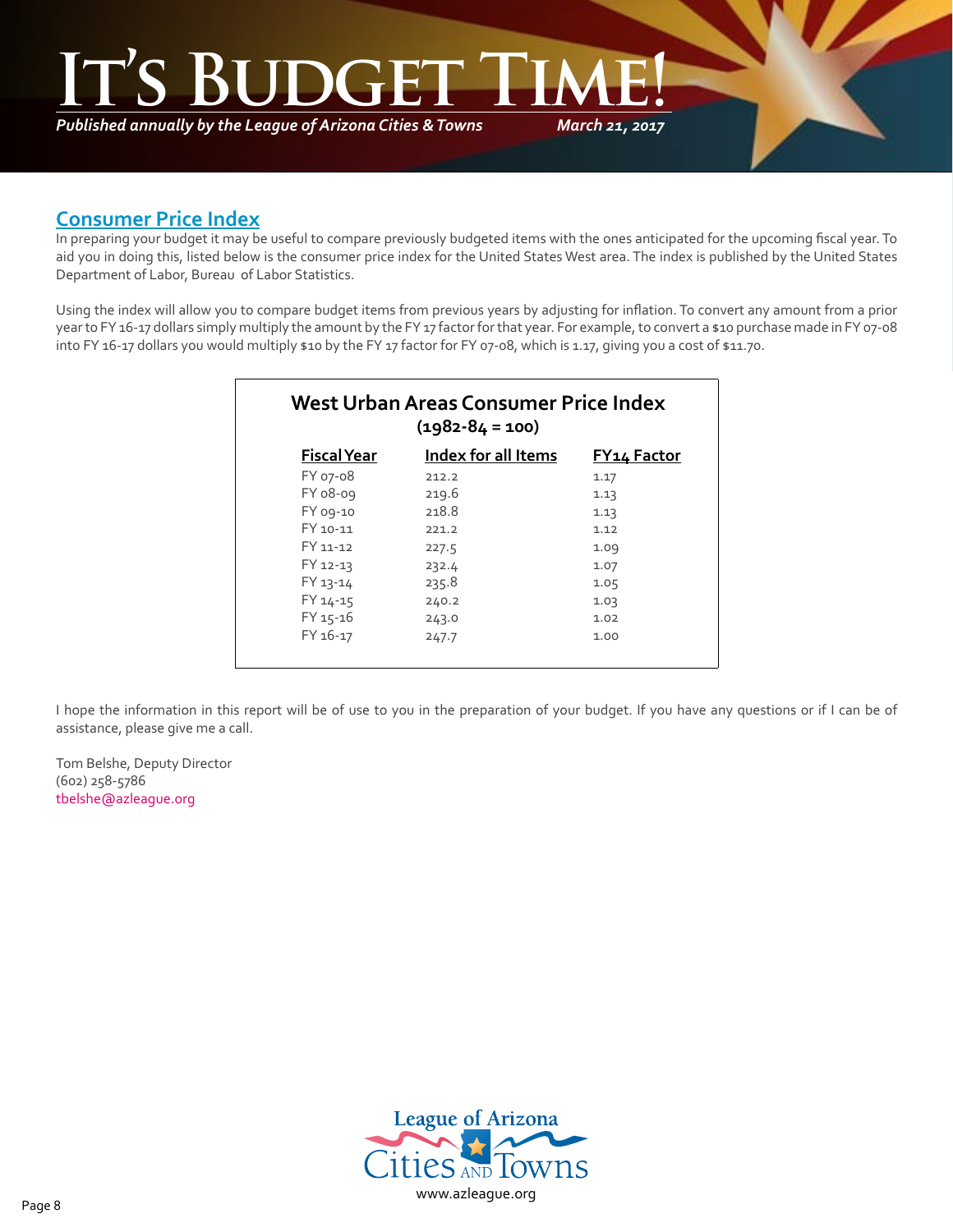## Consumer Price Index

In preparing your budget it may be useful to compare previously budgeted items with the ones anticipated for the upcoming fiscal year. To aid you in doing this, listed below is the consumer price index for the United States West area. The index is published by the United States Department of Labor, Bureau of Labor Statistics.

Using the index will allow you to compare budget items from previous years by adjusting for inflation. To convert any amount from a prior year to FY 16-17 dollars simply multiply the amount by the FY 17 factor for that year. For example, to convert a $10 purchase made in FY 07-08 into FY 16-17 dollars you would multiply $10 by the FY 17 factor for FY 07-08, which is 1.17, giving you a cost of $11.70.

**West Urban Areas Consumer Price Index**
**(1982-84 = 100)**

| Fiscal Year | Index for all Items | FY14 Factor |
|---|---|---|
| FY 07-08 | 212.2 | 1.17 |
| FY 08-09 | 219.6 | 1.13 |
| FY 09-10 | 218.8 | 1.13 |
| FY 10-11 | 221.2 | 1.12 |
| FY 11-12 | 227.5 | 1.09 |
| FY 12-13 | 232.4 | 1.07 |
| FY 13-14 | 235.8 | 1.05 |
| FY 14-15 | 240.2 | 1.03 |
| FY 15-16 | 243.0 | 1.02 |
| FY 16-17 | 247.7 | 1.00 |

I hope the information in this report will be of use to you in the preparation of your budget. If you have any questions or if I can be of assistance, please give me a call.

Tom Belshe, Deputy Director
(602) 258-5786
tbelshe@azleague.org

League of Arizona Cities and Towns
www.azleague.org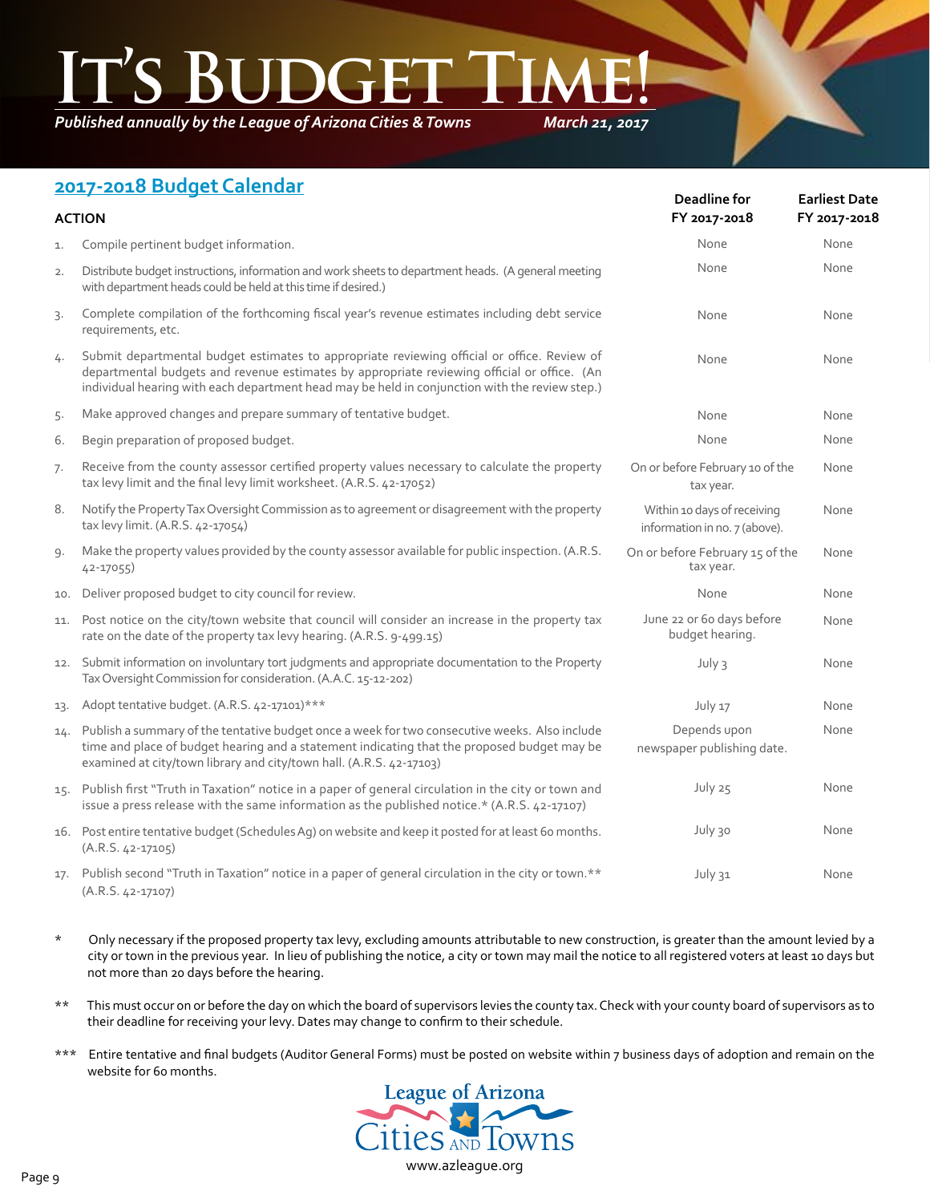# It's Budget Time!

*Published annually by the League of Arizona Cities & Towns* *March 21, 2017*

## 2017-2018 Budget Calendar

| | ACTION | Deadline for FY 2017-2018 | Earliest Date FY 2017-2018 |
|---|---|---|---|
| 1. | Compile pertinent budget information. | None | None |
| 2. | Distribute budget instructions, information and work sheets to department heads. (A general meeting with department heads could be held at this time if desired.) | None | None |
| 3. | Complete compilation of the forthcoming fiscal year's revenue estimates including debt service requirements, etc. | None | None |
| 4. | Submit departmental budget estimates to appropriate reviewing official or office. Review of departmental budgets and revenue estimates by appropriate reviewing official or office. (An individual hearing with each department head may be held in conjunction with the review step.) | None | None |
| 5. | Make approved changes and prepare summary of tentative budget. | None | None |
| 6. | Begin preparation of proposed budget. | None | None |
| 7. | Receive from the county assessor certified property values necessary to calculate the property tax levy limit and the final levy limit worksheet. (A.R.S. 42-17052) | On or before February 10 of the tax year. | None |
| 8. | Notify the Property Tax Oversight Commission as to agreement or disagreement with the property tax levy limit. (A.R.S. 42-17054) | Within 10 days of receiving information in no. 7 (above). | None |
| 9. | Make the property values provided by the county assessor available for public inspection. (A.R.S. 42-17055) | On or before February 15 of the tax year. | None |
| 10. | Deliver proposed budget to city council for review. | None | None |
| 11. | Post notice on the city/town website that council will consider an increase in the property tax rate on the date of the property tax levy hearing. (A.R.S. 9-499.15) | June 22 or 60 days before budget hearing. | None |
| 12. | Submit information on involuntary tort judgments and appropriate documentation to the Property Tax Oversight Commission for consideration. (A.A.C. 15-12-202) | July 3 | None |
| 13. | Adopt tentative budget. (A.R.S. 42-17101)*** | July 17 | None |
| 14. | Publish a summary of the tentative budget once a week for two consecutive weeks. Also include time and place of budget hearing and a statement indicating that the proposed budget may be examined at city/town library and city/town hall. (A.R.S. 42-17103) | Depends upon newspaper publishing date. | None |
| 15. | Publish first "Truth in Taxation" notice in a paper of general circulation in the city or town and issue a press release with the same information as the published notice.* (A.R.S. 42-17107) | July 25 | None |
| 16. | Post entire tentative budget (Schedules Ag) on website and keep it posted for at least 60 months. (A.R.S. 42-17105) | July 30 | None |
| 17. | Publish second "Truth in Taxation" notice in a paper of general circulation in the city or town.** (A.R.S. 42-17107) | July 31 | None |

\* Only necessary if the proposed property tax levy, excluding amounts attributable to new construction, is greater than the amount levied by a city or town in the previous year. In lieu of publishing the notice, a city or town may mail the notice to all registered voters at least 10 days but not more than 20 days before the hearing.

\** This must occur on or before the day on which the board of supervisors levies the county tax. Check with your county board of supervisors as to their deadline for receiving your levy. Dates may change to confirm to their schedule.

\*** Entire tentative and final budgets (Auditor General Forms) must be posted on website within 7 business days of adoption and remain on the website for 60 months.

League of Arizona Cities and Towns

www.azleague.org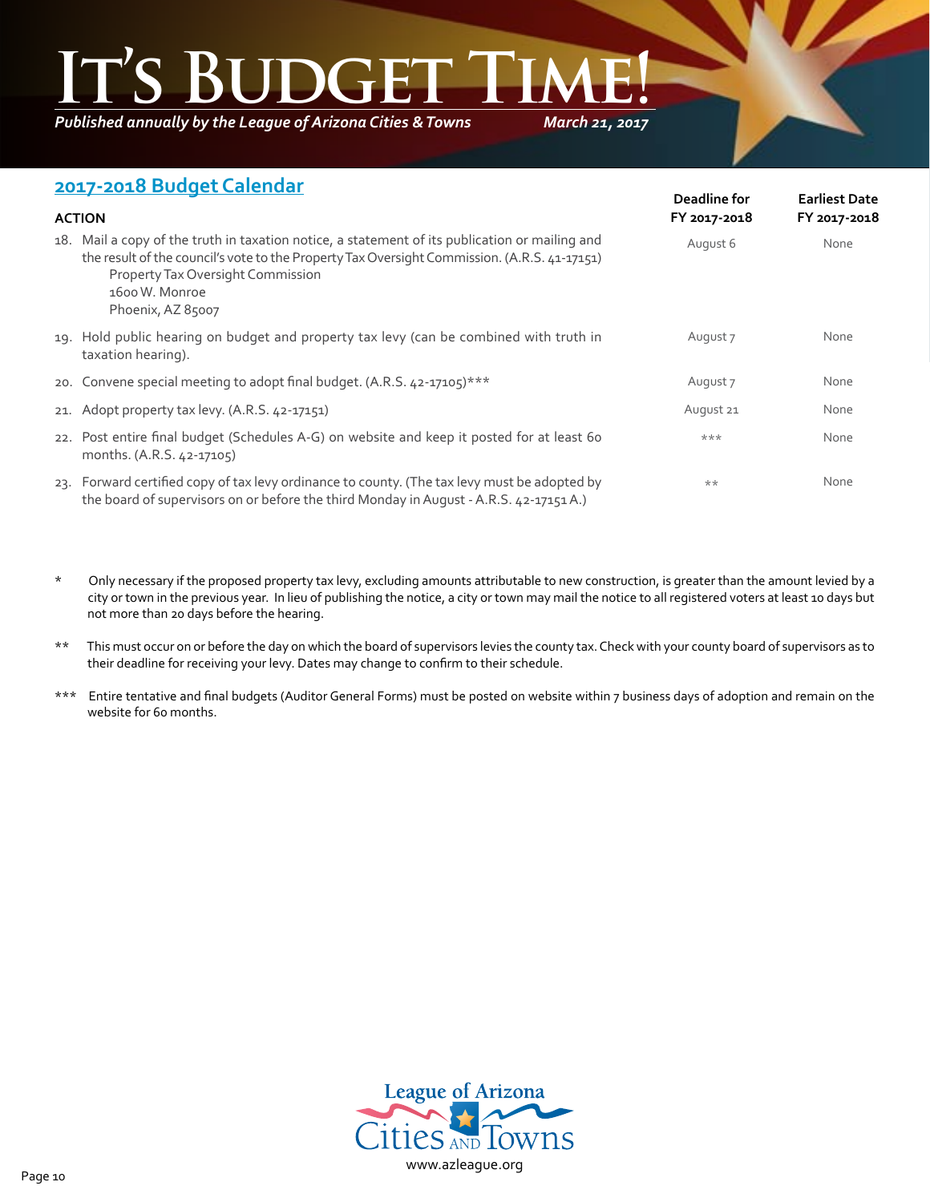# It's Budget Time!

*Published annually by the League of Arizona Cities & Towns* *March 21, 2017*

## 2017-2018 Budget Calendar

| ACTION | Deadline for FY 2017-2018 | Earliest Date FY 2017-2018 |
|---|---|---|
| 18. Mail a copy of the truth in taxation notice, a statement of its publication or mailing and the result of the council's vote to the Property Tax Oversight Commission. (A.R.S. 41-17151)<br>Property Tax Oversight Commission<br>1600 W. Monroe<br>Phoenix, AZ 85007 | August 6 | None |
| 19. Hold public hearing on budget and property tax levy (can be combined with truth in taxation hearing). | August 7 | None |
| 20. Convene special meeting to adopt final budget. (A.R.S. 42-17105)*** | August 7 | None |
| 21. Adopt property tax levy. (A.R.S. 42-17151) | August 21 | None |
| 22. Post entire final budget (Schedules A-G) on website and keep it posted for at least 60 months. (A.R.S. 42-17105) | *** | None |
| 23. Forward certified copy of tax levy ordinance to county. (The tax levy must be adopted by the board of supervisors on or before the third Monday in August - A.R.S. 42-17151 A.) | ** | None |

\* Only necessary if the proposed property tax levy, excluding amounts attributable to new construction, is greater than the amount levied by a city or town in the previous year. In lieu of publishing the notice, a city or town may mail the notice to all registered voters at least 10 days but not more than 20 days before the hearing.

** This must occur on or before the day on which the board of supervisors levies the county tax. Check with your county board of supervisors as to their deadline for receiving your levy. Dates may change to confirm to their schedule.

*** Entire tentative and final budgets (Auditor General Forms) must be posted on website within 7 business days of adoption and remain on the website for 60 months.

League of Arizona Cities and Towns

www.azleague.org